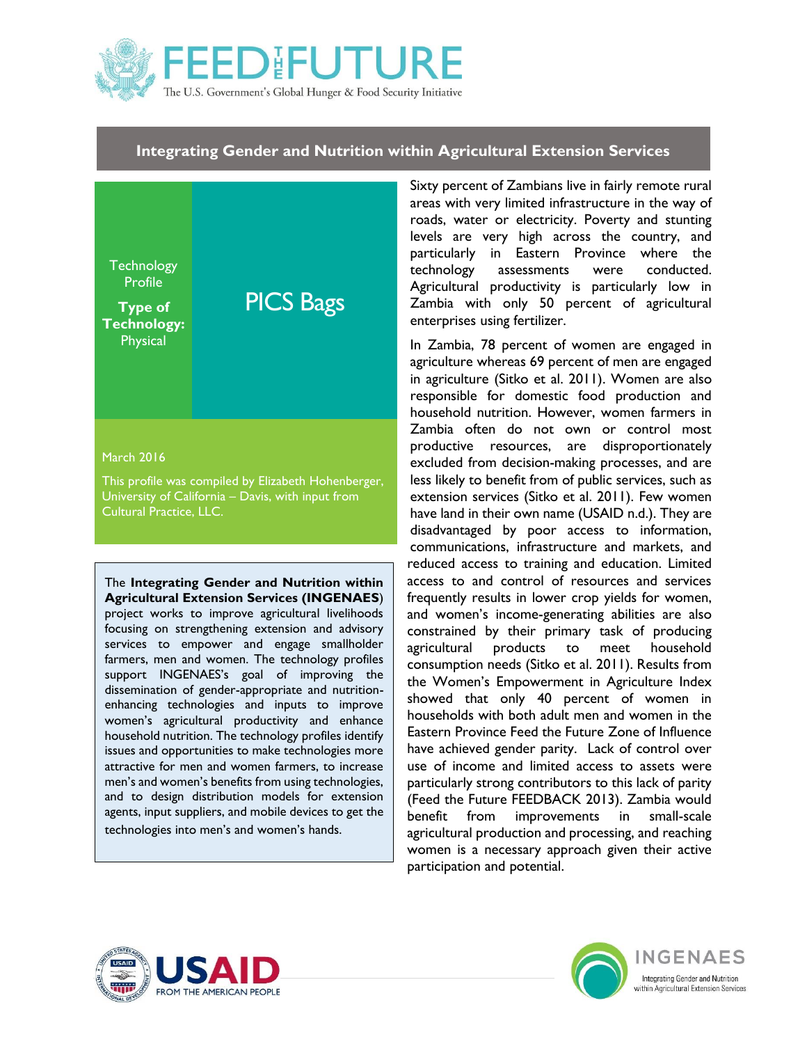# Integrating Gender and Nutrition within Agricultural Extension Services

Technology Profile

**Type of Technology:** Physical

## PICS Bags

March 2016

This profile was compiled by Elizabeth Hohenberger, University of California – Davis, with input from Cultural Practice, LLC.

The **Integrating Gender and Nutrition within Agricultural Extension Services (INGENAES)** project works to improve agricultural livelihoods focusing on strengthening extension and advisory services to empower and engage smallholder farmers, men and women. The technology profiles support INGENAES's goal of improving the dissemination of gender-appropriate and nutrition-enhancing technologies and inputs to improve women's agricultural productivity and enhance household nutrition. The technology profiles identify issues and opportunities to make technologies more attractive for men and women farmers, to increase men's and women's benefits from using technologies, and to design distribution models for extension agents, input suppliers, and mobile devices to get the technologies into men's and women's hands.

Sixty percent of Zambians live in fairly remote rural areas with very limited infrastructure in the way of roads, water or electricity. Poverty and stunting levels are very high across the country, and particularly in Eastern Province where the technology assessments were conducted. Agricultural productivity is particularly low in Zambia with only 50 percent of agricultural enterprises using fertilizer.

In Zambia, 78 percent of women are engaged in agriculture whereas 69 percent of men are engaged in agriculture (Sitko et al. 2011). Women are also responsible for domestic food production and household nutrition. However, women farmers in Zambia often do not own or control most productive resources, are disproportionately excluded from decision-making processes, and are less likely to benefit from of public services, such as extension services (Sitko et al. 2011). Few women have land in their own name (USAID n.d.). They are disadvantaged by poor access to information, communications, infrastructure and markets, and reduced access to training and education. Limited access to and control of resources and services frequently results in lower crop yields for women, and women's income-generating abilities are also constrained by their primary task of producing agricultural products to meet household consumption needs (Sitko et al. 2011). Results from the Women's Empowerment in Agriculture Index showed that only 40 percent of women in households with both adult men and women in the Eastern Province Feed the Future Zone of Influence have achieved gender parity. Lack of control over use of income and limited access to assets were particularly strong contributors to this lack of parity (Feed the Future FEEDBACK 2013). Zambia would benefit from improvements in small-scale agricultural production and processing, and reaching women is a necessary approach given their active participation and potential.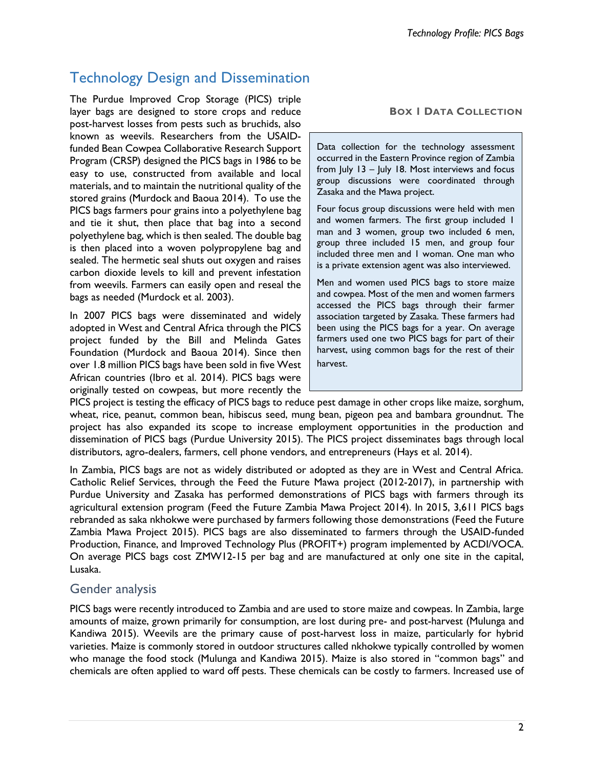# Technology Design and Dissemination

The Purdue Improved Crop Storage (PICS) triple layer bags are designed to store crops and reduce post-harvest losses from pests such as bruchids, also known as weevils. Researchers from the USAID-funded Bean Cowpea Collaborative Research Support Program (CRSP) designed the PICS bags in 1986 to be easy to use, constructed from available and local materials, and to maintain the nutritional quality of the stored grains (Murdock and Baoua 2014). To use the PICS bags farmers pour grains into a polyethylene bag and tie it shut, then place that bag into a second polyethylene bag, which is then sealed. The double bag is then placed into a woven polypropylene bag and sealed. The hermetic seal shuts out oxygen and raises carbon dioxide levels to kill and prevent infestation from weevils. Farmers can easily open and reseal the bags as needed (Murdock et al. 2003).

In 2007 PICS bags were disseminated and widely adopted in West and Central Africa through the PICS project funded by the Bill and Melinda Gates Foundation (Murdock and Baoua 2014). Since then over 1.8 million PICS bags have been sold in five West African countries (Ibro et al. 2014). PICS bags were originally tested on cowpeas, but more recently the PICS project is testing the efficacy of PICS bags to reduce pest damage in other crops like maize, sorghum, wheat, rice, peanut, common bean, hibiscus seed, mung bean, pigeon pea and bambara groundnut. The project has also expanded its scope to increase employment opportunities in the production and dissemination of PICS bags (Purdue University 2015). The PICS project disseminates bags through local distributors, agro-dealers, farmers, cell phone vendors, and entrepreneurs (Hays et al. 2014).

> **Box 1 Data Collection**
>
> Data collection for the technology assessment occurred in the Eastern Province region of Zambia from July 13 – July 18. Most interviews and focus group discussions were coordinated through Zasaka and the Mawa project.
>
> Four focus group discussions were held with men and women farmers. The first group included 1 man and 3 women, group two included 6 men, group three included 15 men, and group four included three men and 1 woman. One man who is a private extension agent was also interviewed.
>
> Men and women used PICS bags to store maize and cowpea. Most of the men and women farmers accessed the PICS bags through their farmer association targeted by Zasaka. These farmers had been using the PICS bags for a year. On average farmers used one two PICS bags for part of their harvest, using common bags for the rest of their harvest.

In Zambia, PICS bags are not as widely distributed or adopted as they are in West and Central Africa. Catholic Relief Services, through the Feed the Future Mawa project (2012-2017), in partnership with Purdue University and Zasaka has performed demonstrations of PICS bags with farmers through its agricultural extension program (Feed the Future Zambia Mawa Project 2014). In 2015, 3,611 PICS bags rebranded as saka nkhokwe were purchased by farmers following those demonstrations (Feed the Future Zambia Mawa Project 2015). PICS bags are also disseminated to farmers through the USAID-funded Production, Finance, and Improved Technology Plus (PROFIT+) program implemented by ACDI/VOCA. On average PICS bags cost ZMW12-15 per bag and are manufactured at only one site in the capital, Lusaka.

## Gender analysis

PICS bags were recently introduced to Zambia and are used to store maize and cowpeas. In Zambia, large amounts of maize, grown primarily for consumption, are lost during pre- and post-harvest (Mulunga and Kandiwa 2015). Weevils are the primary cause of post-harvest loss in maize, particularly for hybrid varieties. Maize is commonly stored in outdoor structures called nkhokwe typically controlled for women who manage the food stock (Mulunga and Kandiwa 2015). Maize is also stored in "common bags" and chemicals are often applied to ward off pests. These chemicals can be costly to farmers. Increased use of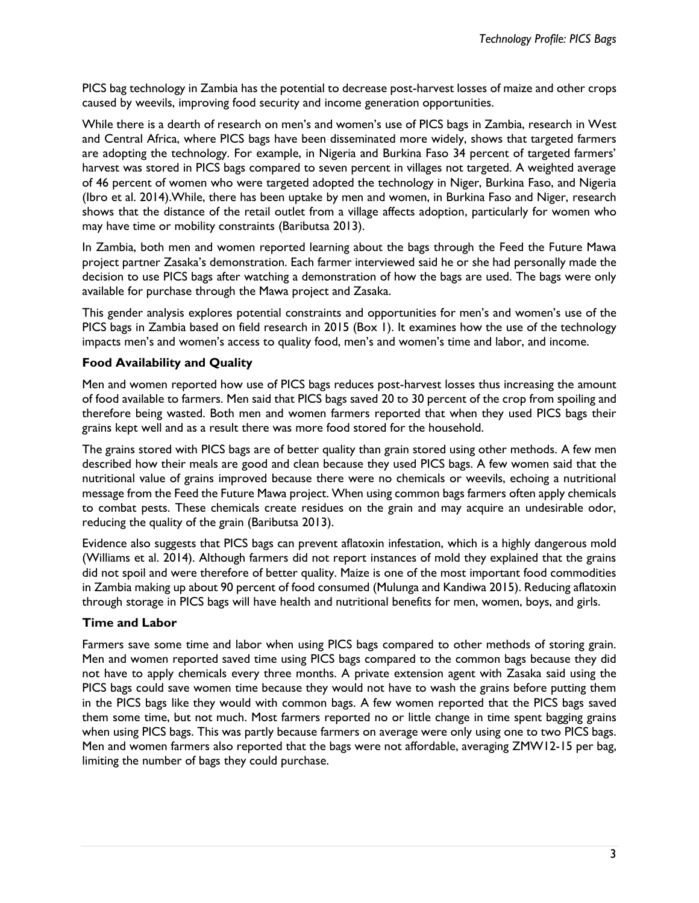PICS bag technology in Zambia has the potential to decrease post-harvest losses of maize and other crops caused by weevils, improving food security and income generation opportunities.

While there is a dearth of research on men's and women's use of PICS bags in Zambia, research in West and Central Africa, where PICS bags have been disseminated more widely, shows that targeted farmers are adopting the technology. For example, in Nigeria and Burkina Faso 34 percent of targeted farmers' harvest was stored in PICS bags compared to seven percent in villages not targeted. A weighted average of 46 percent of women who were targeted adopted the technology in Niger, Burkina Faso, and Nigeria (Ibro et al. 2014).While, there has been uptake by men and women, in Burkina Faso and Niger, research shows that the distance of the retail outlet from a village affects adoption, particularly for women who may have time or mobility constraints (Baributsa 2013).

In Zambia, both men and women reported learning about the bags through the Feed the Future Mawa project partner Zasaka's demonstration. Each farmer interviewed said he or she had personally made the decision to use PICS bags after watching a demonstration of how the bags are used. The bags were only available for purchase through the Mawa project and Zasaka.

This gender analysis explores potential constraints and opportunities for men's and women's use of the PICS bags in Zambia based on field research in 2015 (Box 1). It examines how the use of the technology impacts men's and women's access to quality food, men's and women's time and labor, and income.

### Food Availability and Quality

Men and women reported how use of PICS bags reduces post-harvest losses thus increasing the amount of food available to farmers. Men said that PICS bags saved 20 to 30 percent of the crop from spoiling and therefore being wasted. Both men and women farmers reported that when they used PICS bags their grains kept well and as a result there was more food stored for the household.

The grains stored with PICS bags are of better quality than grain stored using other methods. A few men described how their meals are good and clean because they used PICS bags. A few women said that the nutritional value of grains improved because there were no chemicals or weevils, echoing a nutritional message from the Feed the Future Mawa project. When using common bags farmers often apply chemicals to combat pests. These chemicals create residues on the grain and may acquire an undesirable odor, reducing the quality of the grain (Baributsa 2013).

Evidence also suggests that PICS bags can prevent aflatoxin infestation, which is a highly dangerous mold (Williams et al. 2014). Although farmers did not report instances of mold they explained that the grains did not spoil and were therefore of better quality. Maize is one of the most important food commodities in Zambia making up about 90 percent of food consumed (Mulunga and Kandiwa 2015). Reducing aflatoxin through storage in PICS bags will have health and nutritional benefits for men, women, boys, and girls.

### Time and Labor

Farmers save some time and labor when using PICS bags compared to other methods of storing grain. Men and women reported saved time using PICS bags compared to the common bags because they did not have to apply chemicals every three months. A private extension agent with Zasaka said using the PICS bags could save women time because they would not have to wash the grains before putting them in the PICS bags like they would with common bags. A few women reported that the PICS bags saved them some time, but not much. Most farmers reported no or little change in time spent bagging grains when using PICS bags. This was partly because farmers on average were only using one to two PICS bags. Men and women farmers also reported that the bags were not affordable, averaging ZMW12-15 per bag, limiting the number of bags they could purchase.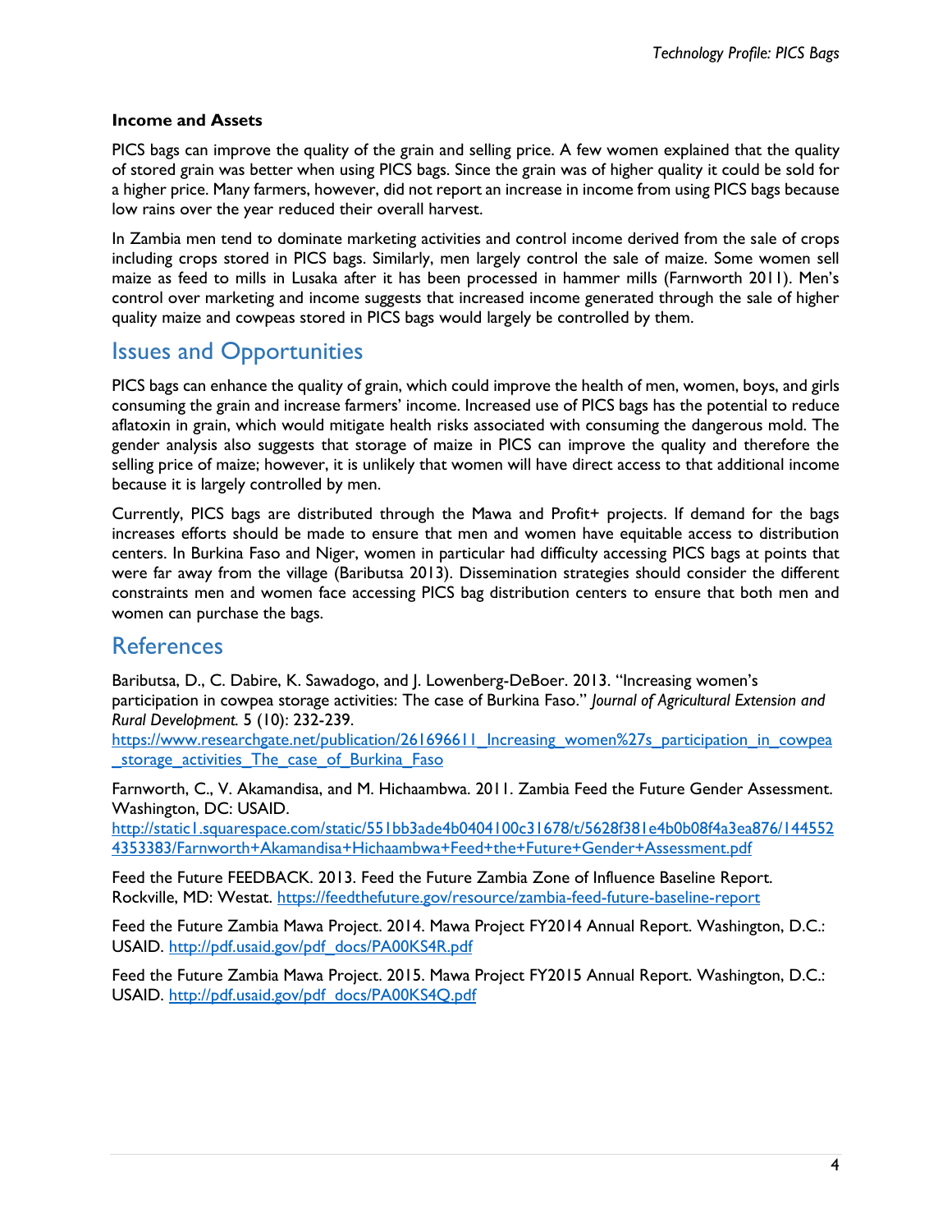**Income and Assets**

PICS bags can improve the quality of the grain and selling price. A few women explained that the quality of stored grain was better when using PICS bags. Since the grain was of higher quality it could be sold for a higher price. Many farmers, however, did not report an increase in income from using PICS bags because low rains over the year reduced their overall harvest.

In Zambia men tend to dominate marketing activities and control income derived from the sale of crops including crops stored in PICS bags. Similarly, men largely control the sale of maize. Some women sell maize as feed to mills in Lusaka after it has been processed in hammer mills (Farnworth 2011). Men's control over marketing and income suggests that increased income generated through the sale of higher quality maize and cowpeas stored in PICS bags would largely be controlled by them.

## Issues and Opportunities

PICS bags can enhance the quality of grain, which could improve the health of men, women, boys, and girls consuming the grain and increase farmers' income. Increased use of PICS bags has the potential to reduce aflatoxin in grain, which would mitigate health risks associated with consuming the dangerous mold. The gender analysis also suggests that storage of maize in PICS can improve the quality and therefore the selling price of maize; however, it is unlikely that women will have direct access to that additional income because it is largely controlled by men.

Currently, PICS bags are distributed through the Mawa and Profit+ projects. If demand for the bags increases efforts should be made to ensure that men and women have equitable access to distribution centers. In Burkina Faso and Niger, women in particular had difficulty accessing PICS bags at points that were far away from the village (Baributsa 2013). Dissemination strategies should consider the different constraints men and women face accessing PICS bag distribution centers to ensure that both men and women can purchase the bags.

## References

Baributsa, D., C. Dabire, K. Sawadogo, and J. Lowenberg-DeBoer. 2013. "Increasing women's participation in cowpea storage activities: The case of Burkina Faso." *Journal of Agricultural Extension and Rural Development.* 5 (10): 232-239.
https://www.researchgate.net/publication/261696611_Increasing_women%27s_participation_in_cowpea_storage_activities_The_case_of_Burkina_Faso

Farnworth, C., V. Akamandisa, and M. Hichaambwa. 2011. Zambia Feed the Future Gender Assessment. Washington, DC: USAID.
http://static1.squarespace.com/static/551bb3ade4b0404100c31678/t/5628f381e4b0b08f4a3ea876/1445524353383/Farnworth+Akamandisa+Hichaambwa+Feed+the+Future+Gender+Assessment.pdf

Feed the Future FEEDBACK. 2013. Feed the Future Zambia Zone of Influence Baseline Report. Rockville, MD: Westat. https://feedthefuture.gov/resource/zambia-feed-future-baseline-report

Feed the Future Zambia Mawa Project. 2014. Mawa Project FY2014 Annual Report. Washington, D.C.: USAID. http://pdf.usaid.gov/pdf_docs/PA00KS4R.pdf

Feed the Future Zambia Mawa Project. 2015. Mawa Project FY2015 Annual Report. Washington, D.C.: USAID. http://pdf.usaid.gov/pdf_docs/PA00KS4Q.pdf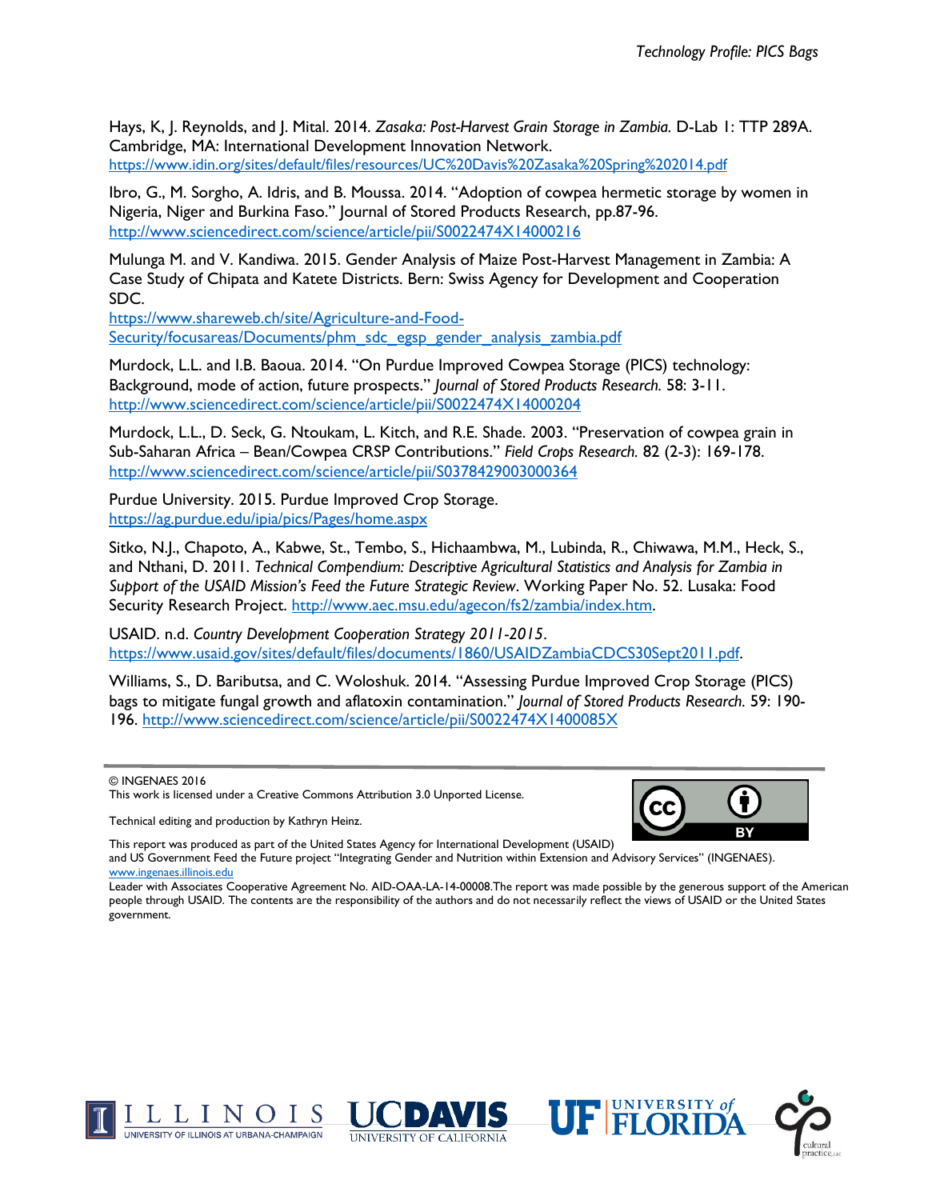Hays, K, J. Reynolds, and J. Mital. 2014. *Zasaka: Post-Harvest Grain Storage in Zambia.* D-Lab 1: TTP 289A. Cambridge, MA: International Development Innovation Network. https://www.idin.org/sites/default/files/resources/UC%20Davis%20Zasaka%20Spring%202014.pdf

Ibro, G., M. Sorgho, A. Idris, and B. Moussa. 2014. "Adoption of cowpea hermetic storage by women in Nigeria, Niger and Burkina Faso." Journal of Stored Products Research, pp.87-96. http://www.sciencedirect.com/science/article/pii/S0022474X14000216

Mulunga M. and V. Kandiwa. 2015. Gender Analysis of Maize Post-Harvest Management in Zambia: A Case Study of Chipata and Katete Districts. Bern: Swiss Agency for Development and Cooperation SDC. https://www.shareweb.ch/site/Agriculture-and-Food-Security/focusareas/Documents/phm_sdc_egsp_gender_analysis_zambia.pdf

Murdock, L.L. and I.B. Baoua. 2014. "On Purdue Improved Cowpea Storage (PICS) technology: Background, mode of action, future prospects." *Journal of Stored Products Research.* 58: 3-11. http://www.sciencedirect.com/science/article/pii/S0022474X14000204

Murdock, L.L., D. Seck, G. Ntoukam, L. Kitch, and R.E. Shade. 2003. "Preservation of cowpea grain in Sub-Saharan Africa – Bean/Cowpea CRSP Contributions." *Field Crops Research.* 82 (2-3): 169-178. http://www.sciencedirect.com/science/article/pii/S0378429003000364

Purdue University. 2015. Purdue Improved Crop Storage. https://ag.purdue.edu/ipia/pics/Pages/home.aspx

Sitko, N.J., Chapoto, A., Kabwe, St., Tembo, S., Hichaambwa, M., Lubinda, R., Chiwawa, M.M., Heck, S., and Nthani, D. 2011. *Technical Compendium: Descriptive Agricultural Statistics and Analysis for Zambia in Support of the USAID Mission's Feed the Future Strategic Review*. Working Paper No. 52. Lusaka: Food Security Research Project. http://www.aec.msu.edu/agecon/fs2/zambia/index.htm.

USAID. n.d. *Country Development Cooperation Strategy 2011-2015*. https://www.usaid.gov/sites/default/files/documents/1860/USAIDZambiaCDCS30Sept2011.pdf.

Williams, S., D. Baributsa, and C. Woloshuk. 2014. "Assessing Purdue Improved Crop Storage (PICS) bags to mitigate fungal growth and aflatoxin contamination." *Journal of Stored Products Research.* 59: 190-196. http://www.sciencedirect.com/science/article/pii/S0022474X1400085X

---

© INGENAES 2016
This work is licensed under a Creative Commons Attribution 3.0 Unported License.

Technical editing and production by Kathryn Heinz.

This report was produced as part of the United States Agency for International Development (USAID) and US Government Feed the Future project "Integrating Gender and Nutrition within Extension and Advisory Services" (INGENAES). www.ingenaes.illinois.edu

Leader with Associates Cooperative Agreement No. AID-OAA-LA-14-00008.The report was made possible by the generous support of the American people through USAID. The contents are the responsibility of the authors and do not necessarily reflect the views of USAID or the United States government.